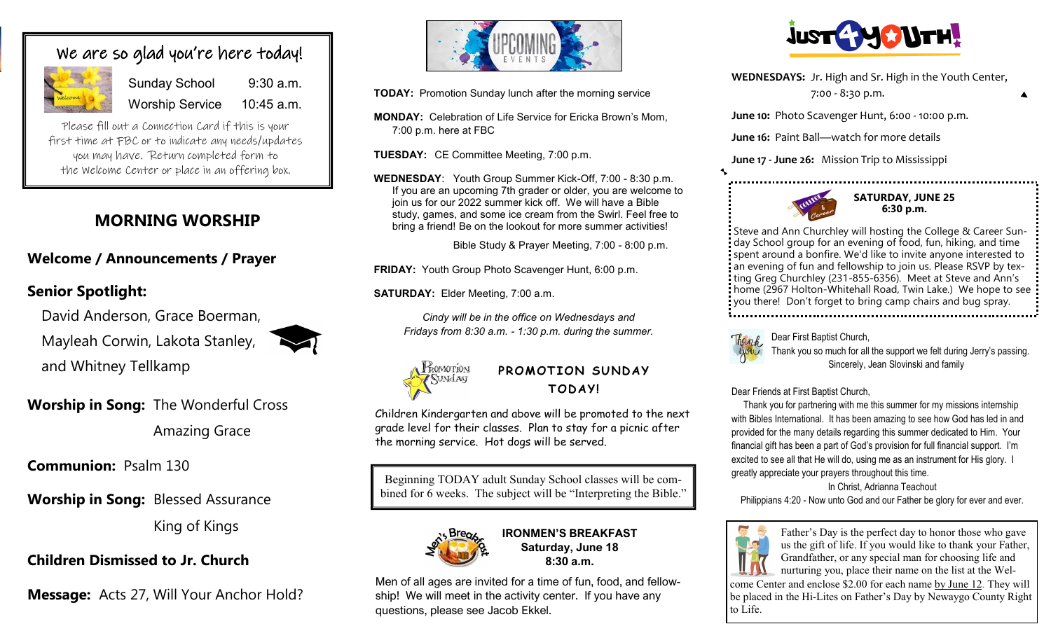## We are so glad you're here today!

Sunday School 9:30 a.m.
Worship Service 10:45 a.m.

Please fill out a Connection Card if this is your first time at FBC or to indicate any needs/updates you may have. Return completed form to the Welcome Center or place in an offering box.

## MORNING WORSHIP

**Welcome / Announcements / Prayer**

**Senior Spotlight:**

David Anderson, Grace Boerman, Mayleah Corwin, Lakota Stanley, and Whitney Tellkamp

**Worship in Song:** The Wonderful Cross
Amazing Grace

**Communion:** Psalm 130

**Worship in Song:** Blessed Assurance
King of Kings

**Children Dismissed to Jr. Church**

**Message:** Acts 27, Will Your Anchor Hold?

## UPCOMING EVENTS

**TODAY:** Promotion Sunday lunch after the morning service

**MONDAY:** Celebration of Life Service for Ericka Brown's Mom, 7:00 p.m. here at FBC

**TUESDAY:** CE Committee Meeting, 7:00 p.m.

**WEDNESDAY:** Youth Group Summer Kick-Off, 7:00 - 8:30 p.m. If you are an upcoming 7th grader or older, you are welcome to join us for our 2022 summer kick off. We will have a Bible study, games, and some ice cream from the Swirl. Feel free to bring a friend! Be on the lookout for more summer activities!

Bible Study & Prayer Meeting, 7:00 - 8:00 p.m.

**FRIDAY:** Youth Group Photo Scavenger Hunt, 6:00 p.m.

**SATURDAY:** Elder Meeting, 7:00 a.m.

*Cindy will be in the office on Wednesdays and Fridays from 8:30 a.m. - 1:30 p.m. during the summer.*

### PROMOTION SUNDAY TODAY!

Children Kindergarten and above will be promoted to the next grade level for their classes. Plan to stay for a picnic after the morning service. Hot dogs will be served.

Beginning TODAY adult Sunday School classes will be combined for 6 weeks. The subject will be "Interpreting the Bible."

### IRONMEN'S BREAKFAST
**Saturday, June 18**
**8:30 a.m.**

Men of all ages are invited for a time of fun, food, and fellowship! We will meet in the activity center. If you have any questions, please see Jacob Ekkel.

## JUST 4 YOUTH!

**WEDNESDAYS:** Jr. High and Sr. High in the Youth Center, 7:00 - 8:30 p.m.

**June 10:** Photo Scavenger Hunt, 6:00 - 10:00 p.m.

**June 16:** Paint Ball—watch for more details

**June 17 - June 26:** Mission Trip to Mississippi

### SATURDAY, JUNE 25
**6:30 p.m.**

Steve and Ann Churchley will hosting the College & Career Sunday School group for an evening of food, fun, hiking, and time spent around a bonfire. We'd like to invite anyone interested to an evening of fun and fellowship to join us. Please RSVP by texting Greg Churchley (231-855-6356). Meet at Steve and Ann's home (2967 Holton-Whitehall Road, Twin Lake.) We hope to see you there! Don't forget to bring camp chairs and bug spray.

Dear First Baptist Church,
Thank you so much for all the support we felt during Jerry's passing.
Sincerely, Jean Slovinski and family

Dear Friends at First Baptist Church,
Thank you for partnering with me this summer for my missions internship with Bibles International. It has been amazing to see how God has led in and provided for the many details regarding this summer dedicated to Him. Your financial gift has been a part of God's provision for full financial support. I'm excited to see all that He will do, using me as an instrument for His glory. I greatly appreciate your prayers throughout this time.
In Christ, Adrianna Teachout
Philippians 4:20 - Now unto God and our Father be glory for ever and ever.

Father's Day is the perfect day to honor those who gave us the gift of life. If you would like to thank your Father, Grandfather, or any special man for choosing life and nurturing you, place their name on the list at the Welcome Center and enclose $2.00 for each name by June 12. They will be placed in the Hi-Lites on Father's Day by Newaygo County Right to Life.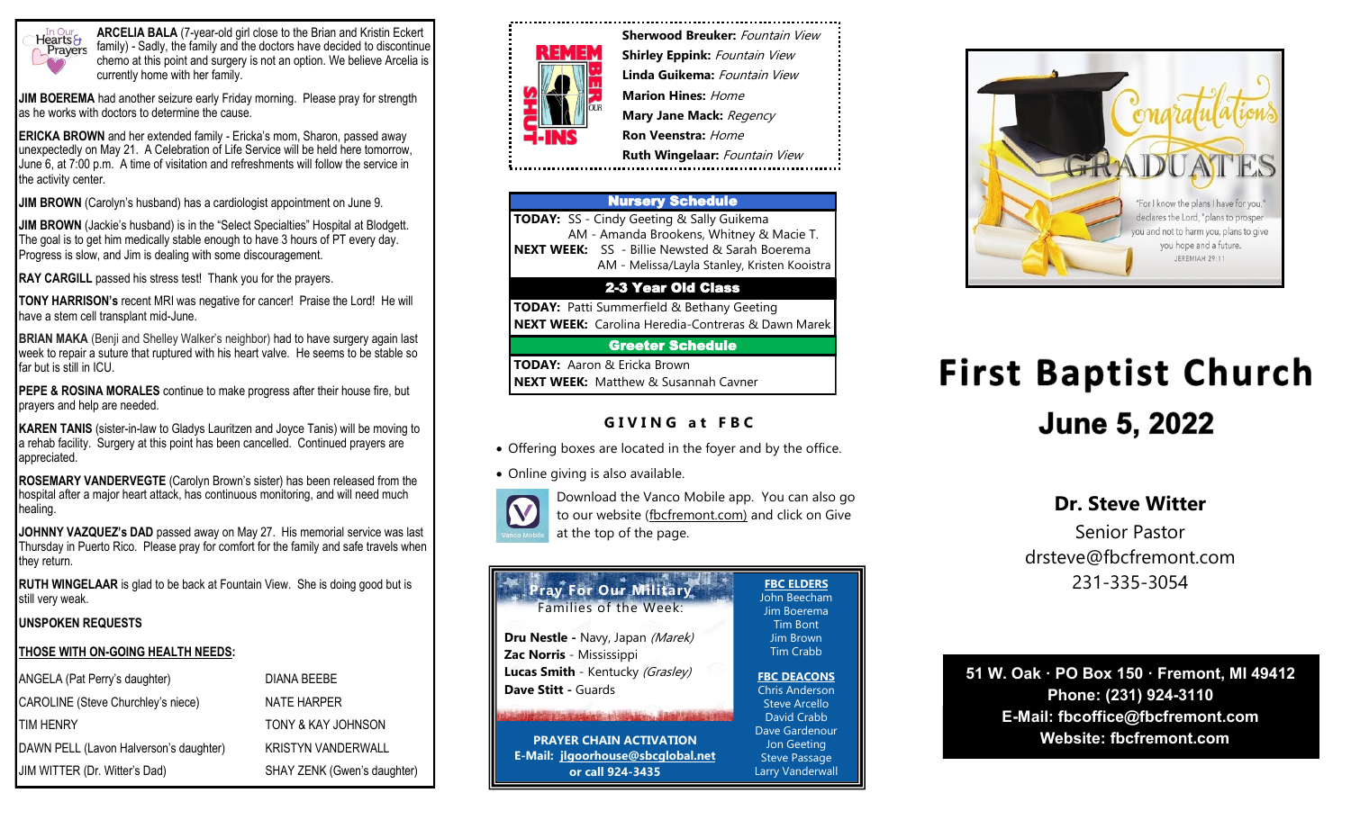**In Our Hearts & Prayers**

**ARCELIA BALA** (7-year-old girl close to the Brian and Kristin Eckert family) - Sadly, the family and the doctors have decided to discontinue chemo at this point and surgery is not an option. We believe Arcelia is currently home with her family.

**JIM BOEREMA** had another seizure early Friday morning. Please pray for strength as he works with doctors to determine the cause.

**ERICKA BROWN** and her extended family - Ericka's mom, Sharon, passed away unexpectedly on May 21. A Celebration of Life Service will be held here tomorrow, June 6, at 7:00 p.m. A time of visitation and refreshments will follow the service in the activity center.

**JIM BROWN** (Carolyn's husband) has a cardiologist appointment on June 9.

**JIM BROWN** (Jackie's husband) is in the "Select Specialties" Hospital at Blodgett. The goal is to get him medically stable enough to have 3 hours of PT every day. Progress is slow, and Jim is dealing with some discouragement.

**RAY CARGILL** passed his stress test! Thank you for the prayers.

**TONY HARRISON's** recent MRI was negative for cancer! Praise the Lord! He will have a stem cell transplant mid-June.

**BRIAN MAKA** (Benji and Shelley Walker's neighbor) had to have surgery again last week to repair a suture that ruptured with his heart valve. He seems to be stable so far but is still in ICU.

**PEPE & ROSINA MORALES** continue to make progress after their house fire, but prayers and help are needed.

**KAREN TANIS** (sister-in-law to Gladys Lauritzen and Joyce Tanis) will be moving to a rehab facility. Surgery at this point has been cancelled. Continued prayers are appreciated.

**ROSEMARY VANDERVEGTE** (Carolyn Brown's sister) has been released from the hospital after a major heart attack, has continuous monitoring, and will need much healing.

**JOHNNY VAZQUEZ's DAD** passed away on May 27. His memorial service was last Thursday in Puerto Rico. Please pray for comfort for the family and safe travels when they return.

**RUTH WINGELAAR** is glad to be back at Fountain View. She is doing good but is still very weak.

**UNSPOKEN REQUESTS**

**THOSE WITH ON-GOING HEALTH NEEDS:**

| | |
|---|---|
| ANGELA (Pat Perry's daughter) | DIANA BEEBE |
| CAROLINE (Steve Churchley's niece) | NATE HARPER |
| TIM HENRY | TONY & KAY JOHNSON |
| DAWN PELL (Lavon Halverson's daughter) | KRISTYN VANDERWALL |
| JIM WITTER (Dr. Witter's Dad) | SHAY ZENK (Gwen's daughter) |

**REMEMBER OUR SHUT-INS**

**Sherwood Breuker:** *Fountain View*
**Shirley Eppink:** *Fountain View*
**Linda Guikema:** *Fountain View*
**Marion Hines:** *Home*
**Mary Jane Mack:** *Regency*
**Ron Veenstra:** *Home*
**Ruth Wingelaar:** *Fountain View*

**Nursery Schedule**

**TODAY:** SS - Cindy Geeting & Sally Guikema
AM - Amanda Brookens, Whitney & Macie T.
**NEXT WEEK:** SS - Billie Newsted & Sarah Boerema
AM - Melissa/Layla Stanley, Kristen Kooistra

**2-3 Year Old Class**

**TODAY:** Patti Summerfield & Bethany Geeting
**NEXT WEEK:** Carolina Heredia-Contreras & Dawn Marek

**Greeter Schedule**

**TODAY:** Aaron & Ericka Brown
**NEXT WEEK:** Matthew & Susannah Cavner

**GIVING at FBC**

- Offering boxes are located in the foyer and by the office.
- Online giving is also available.

Download the Vanco Mobile app. You can also go to our website (fbcfremont.com) and click on Give at the top of the page.

**Pray For Our Military**
Families of the Week:

**Dru Nestle -** Navy, Japan *(Marek)*
**Zac Norris** - Mississippi
**Lucas Smith** - Kentucky *(Grasley)*
**Dave Stitt -** Guards

**PRAYER CHAIN ACTIVATION**
**E-Mail: jlgoorhouse@sbcglobal.net**
**or call 924-3435**

**FBC ELDERS**
John Beecham
Jim Boerema
Tim Bont
Jim Brown
Tim Crabb

**FBC DEACONS**
Chris Anderson
Steve Arcello
David Crabb
Dave Gardenour
Jon Geeting
Steve Passage
Larry Vanderwall

Congratulations GRADUATES

"For I know the plans I have for you," declares the Lord, "plans to prosper you and not to harm you, plans to give you hope and a future.
JEREMIAH 29:11

# First Baptist Church

## June 5, 2022

**Dr. Steve Witter**
Senior Pastor
drsteve@fbcfremont.com
231-335-3054

**51 W. Oak · PO Box 150 · Fremont, MI 49412**
**Phone: (231) 924-3110**
**E-Mail: fbcoffice@fbcfremont.com**
**Website: fbcfremont.com**